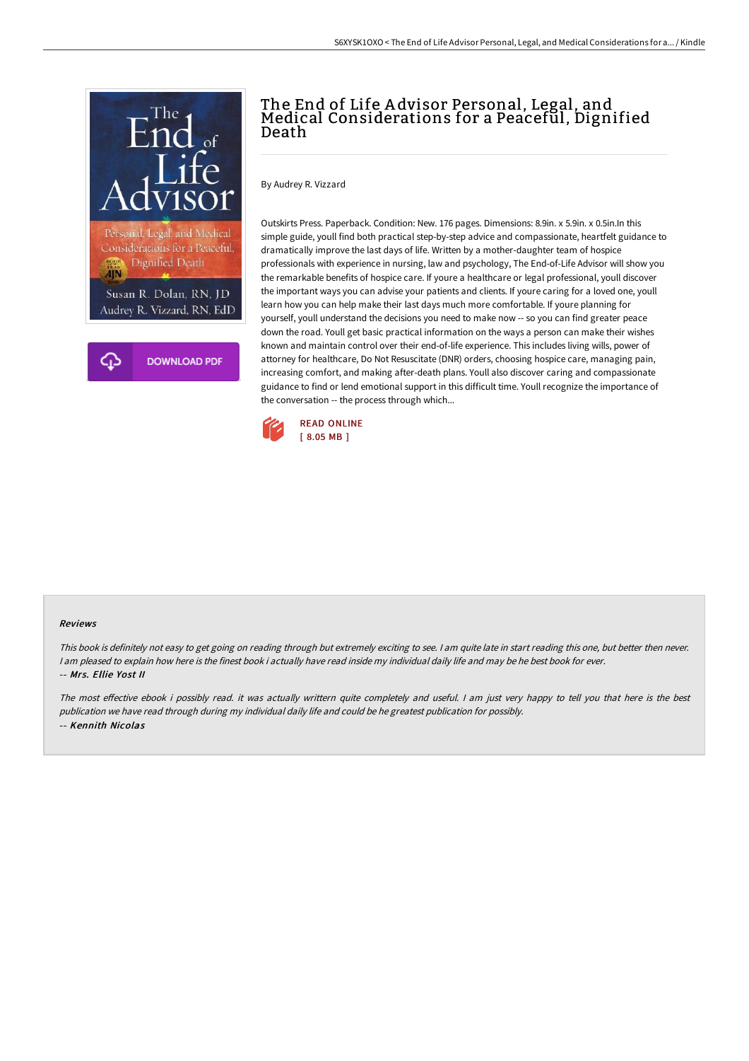# The End of Life Advisor Personal, Legal, and Medical Considerations for a Peaceful, Dignified Death

By Audrey R. Vizzard

Outskirts Press. Paperback. Condition: New. 176 pages. Dimensions: 8.9in. x 5.9in. x 0.5in.In this simple guide, youll find both practical step-by-step advice and compassionate, heartfelt guidance to dramatically improve the last days of life. Written by a mother-daughter team of hospice professionals with experience in nursing, law and psychology, The End-of-Life Advisor will show you the remarkable benefits of hospice care. If youre a healthcare or legal professional, youll discover the important ways you can advise your patients and clients. If youre caring for a loved one, youll learn how you can help make their last days much more comfortable. If youre planning for yourself, youll understand the decisions you need to make now -- so you can find greater peace down the road. Youll get basic practical information on the ways a person can make their wishes known and maintain control over their end-of-life experience. This includes living wills, power of attorney for healthcare, Do Not Resuscitate (DNR) orders, choosing hospice care, managing pain, increasing comfort, and making after-death plans. Youll also discover caring and compassionate guidance to find or lend emotional support in this difficult time. Youll recognize the importance of the conversation -- the process through which...

READ ONLINE
[ 8.05 MB ]

DOWNLOAD PDF

### Reviews

*This book is definitely not easy to get going on reading through but extremely exciting to see. I am quite late in start reading this one, but better then never. I am pleased to explain how here is the finest book i actually have read inside my individual daily life and may be he best book for ever.*

-- *Mrs. Ellie Yost II*

*The most effective ebook i possibly read. it was actually writtern quite completely and useful. I am just very happy to tell you that here is the best publication we have read through during my individual daily life and could be he greatest publication for possibly.*

-- *Kennith Nicolas*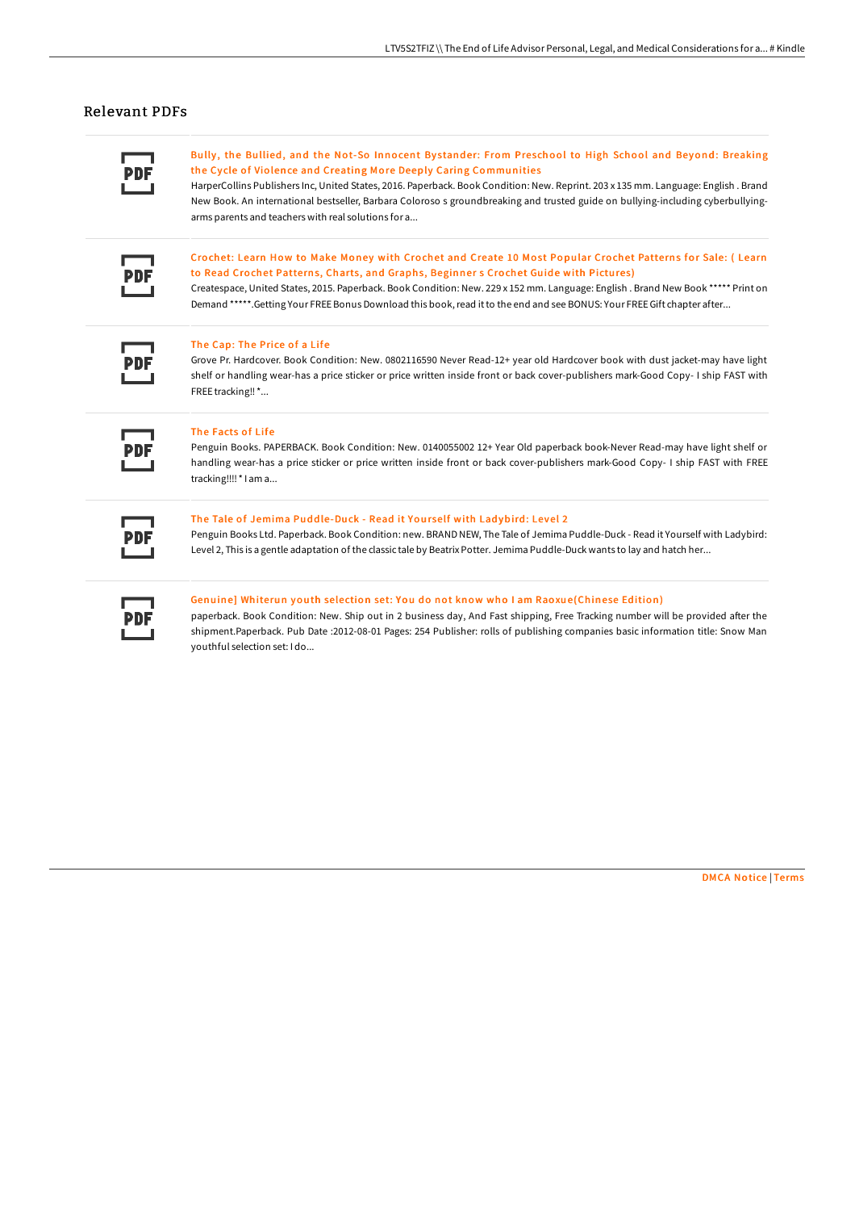## Relevant PDFs

**Bully, the Bullied, and the Not-So Innocent Bystander: From Preschool to High School and Beyond: Breaking the Cycle of Violence and Creating More Deeply Caring Communities**

HarperCollins Publishers Inc, United States, 2016. Paperback. Book Condition: New. Reprint. 203 x 135 mm. Language: English . Brand New Book. An international bestseller, Barbara Coloroso s groundbreaking and trusted guide on bullying-including cyberbullying-arms parents and teachers with real solutions for a...

**Crochet: Learn How to Make Money with Crochet and Create 10 Most Popular Crochet Patterns for Sale: ( Learn to Read Crochet Patterns, Charts, and Graphs, Beginner s Crochet Guide with Pictures)**

Createspace, United States, 2015. Paperback. Book Condition: New. 229 x 152 mm. Language: English . Brand New Book ***** Print on Demand *****.Getting Your FREE Bonus Download this book, read it to the end and see BONUS: Your FREE Gift chapter after...

**The Cap: The Price of a Life**

Grove Pr. Hardcover. Book Condition: New. 0802116590 Never Read-12+ year old Hardcover book with dust jacket-may have light shelf or handling wear-has a price sticker or price written inside front or back cover-publishers mark-Good Copy- I ship FAST with FREE tracking!! *...

**The Facts of Life**

Penguin Books. PAPERBACK. Book Condition: New. 0140055002 12+ Year Old paperback book-Never Read-may have light shelf or handling wear-has a price sticker or price written inside front or back cover-publishers mark-Good Copy- I ship FAST with FREE tracking!!!! * I am a...

**The Tale of Jemima Puddle-Duck - Read it Yourself with Ladybird: Level 2**

Penguin Books Ltd. Paperback. Book Condition: new. BRAND NEW, The Tale of Jemima Puddle-Duck - Read it Yourself with Ladybird: Level 2, This is a gentle adaptation of the classic tale by Beatrix Potter. Jemima Puddle-Duck wants to lay and hatch her...

**Genuine] Whiterun youth selection set: You do not know who I am Raoxue(Chinese Edition)**

paperback. Book Condition: New. Ship out in 2 business day, And Fast shipping, Free Tracking number will be provided after the shipment.Paperback. Pub Date :2012-08-01 Pages: 254 Publisher: rolls of publishing companies basic information title: Snow Man youthful selection set: I do...

DMCA Notice | Terms